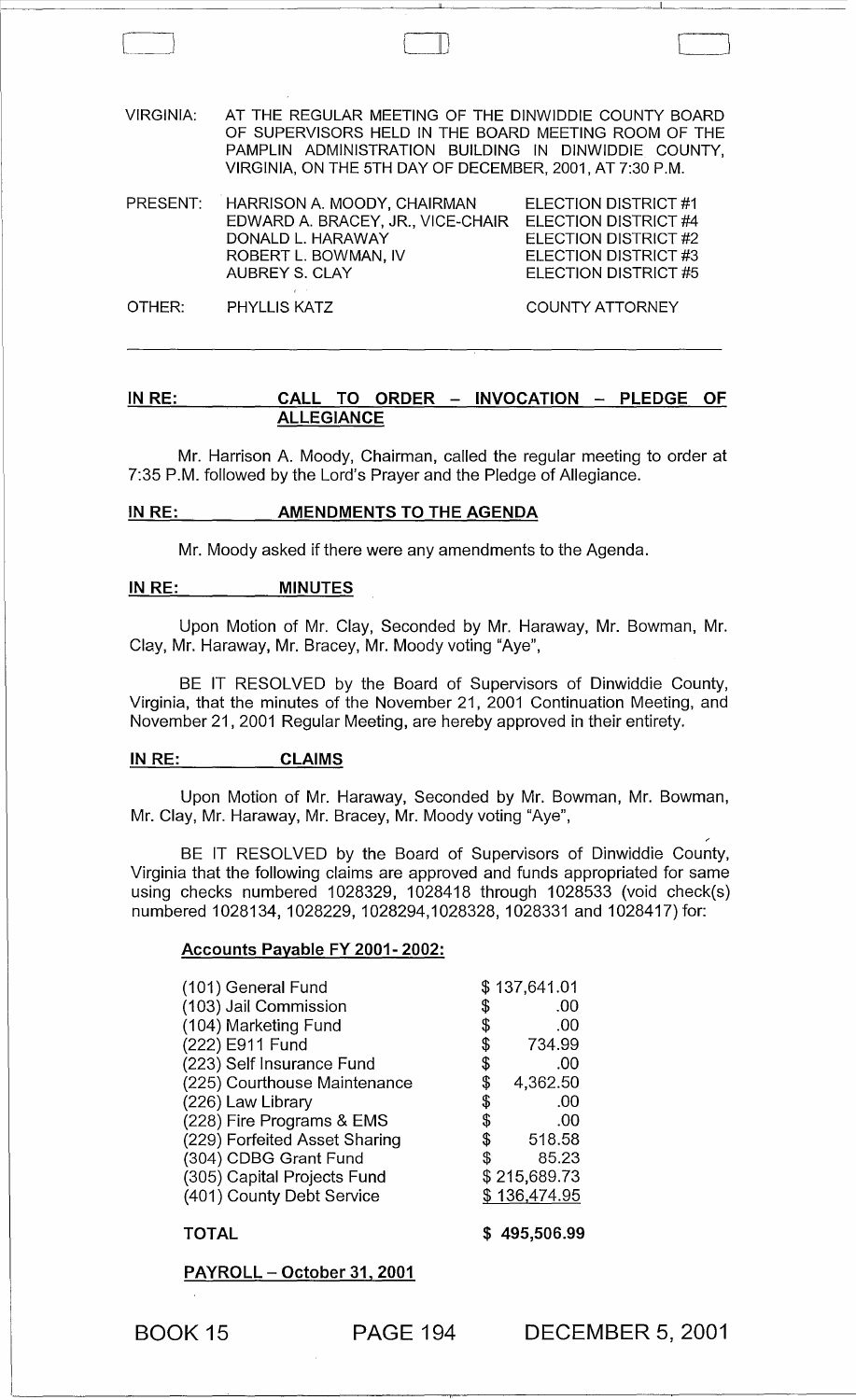VIRGINIA: AT THE REGULAR MEETING OF THE DINWIDDIE COUNTY BOARD OF SUPERVISORS HELD IN THE BOARD MEETING ROOM OF THE PAMPLIN ADMINISTRATION BUILDING IN DINWIDDIE COUNTY, VIRGINIA, ON THE 5TH DAY OF DECEMBER, 2001, AT 7:30 P.M.

| | | |
|---|---|---|
| PRESENT: | HARRISON A. MOODY, CHAIRMAN | ELECTION DISTRICT #1 |
| | EDWARD A. BRACEY, JR., VICE-CHAIR | ELECTION DISTRICT #4 |
| | DONALD L. HARAWAY | ELECTION DISTRICT #2 |
| | ROBERT L. BOWMAN, IV | ELECTION DISTRICT #3 |
| | AUBREY S. CLAY | ELECTION DISTRICT #5 |
| OTHER: | PHYLLIS KATZ | COUNTY ATTORNEY |

**IN RE: CALL TO ORDER – INVOCATION – PLEDGE OF ALLEGIANCE**

Mr. Harrison A. Moody, Chairman, called the regular meeting to order at 7:35 P.M. followed by the Lord's Prayer and the Pledge of Allegiance.

**IN RE: AMENDMENTS TO THE AGENDA**

Mr. Moody asked if there were any amendments to the Agenda.

**IN RE: MINUTES**

Upon Motion of Mr. Clay, Seconded by Mr. Haraway, Mr. Bowman, Mr. Clay, Mr. Haraway, Mr. Bracey, Mr. Moody voting "Aye",

BE IT RESOLVED by the Board of Supervisors of Dinwiddie County, Virginia, that the minutes of the November 21, 2001 Continuation Meeting, and November 21, 2001 Regular Meeting, are hereby approved in their entirety.

**IN RE: CLAIMS**

Upon Motion of Mr. Haraway, Seconded by Mr. Bowman, Mr. Bowman, Mr. Clay, Mr. Haraway, Mr. Bracey, Mr. Moody voting "Aye",

BE IT RESOLVED by the Board of Supervisors of Dinwiddie County, Virginia that the following claims are approved and funds appropriated for same using checks numbered 1028329, 1028418 through 1028533 (void check(s) numbered 1028134, 1028229, 1028294,1028328, 1028331 and 1028417) for:

**Accounts Payable FY 2001- 2002:**

| | |
|---|---|
| (101) General Fund | $ 137,641.01 |
| (103) Jail Commission | $ .00 |
| (104) Marketing Fund | $ .00 |
| (222) E911 Fund | $ 734.99 |
| (223) Self Insurance Fund | $ .00 |
| (225) Courthouse Maintenance | $ 4,362.50 |
| (226) Law Library | $ .00 |
| (228) Fire Programs & EMS | $ .00 |
| (229) Forfeited Asset Sharing | $ 518.58 |
| (304) CDBG Grant Fund | $ 85.23 |
| (305) Capital Projects Fund | $ 215,689.73 |
| (401) County Debt Service | $ 136,474.95 |
| **TOTAL** | **$ 495,506.99** |

**PAYROLL – October 31, 2001**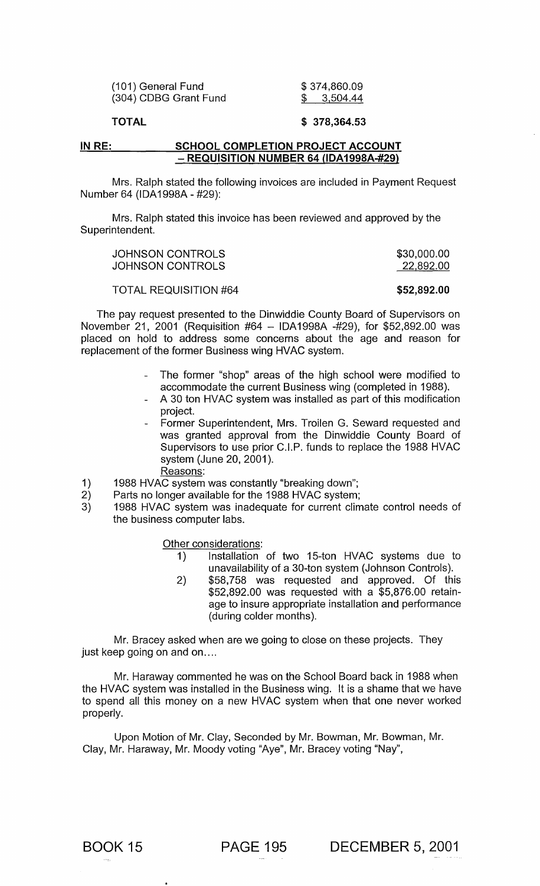| | |
|---|---|
| (101) General Fund | $ 374,860.09 |
| (304) CDBG Grant Fund | $ 3,504.44 |
| **TOTAL** | **$ 378,364.53** |

**IN RE: SCHOOL COMPLETION PROJECT ACCOUNT – REQUISITION NUMBER 64 (IDA1998A-#29)**

Mrs. Ralph stated the following invoices are included in Payment Request Number 64 (IDA1998A - #29):

Mrs. Ralph stated this invoice has been reviewed and approved by the Superintendent.

| | |
|---|---|
| JOHNSON CONTROLS | $30,000.00 |
| JOHNSON CONTROLS | 22,892.00 |
| TOTAL REQUISITION #64 | **$52,892.00** |

The pay request presented to the Dinwiddie County Board of Supervisors on November 21, 2001 (Requisition #64 – IDA1998A -#29), for $52,892.00 was placed on hold to address some concerns about the age and reason for replacement of the former Business wing HVAC system.

- The former "shop" areas of the high school were modified to accommodate the current Business wing (completed in 1988).
- A 30 ton HVAC system was installed as part of this modification project.
- Former Superintendent, Mrs. Troilen G. Seward requested and was granted approval from the Dinwiddie County Board of Supervisors to use prior C.I.P. funds to replace the 1988 HVAC system (June 20, 2001).

  Reasons:

1) 1988 HVAC system was constantly "breaking down";
2) Parts no longer available for the 1988 HVAC system;
3) 1988 HVAC system was inadequate for current climate control needs of the business computer labs.

Other considerations:

1) Installation of two 15-ton HVAC systems due to unavailability of a 30-ton system (Johnson Controls).
2) $58,758 was requested and approved. Of this $52,892.00 was requested with a $5,876.00 retainage to insure appropriate installation and performance (during colder months).

Mr. Bracey asked when are we going to close on these projects. They just keep going on and on....

Mr. Haraway commented he was on the School Board back in 1988 when the HVAC system was installed in the Business wing. It is a shame that we have to spend all this money on a new HVAC system when that one never worked properly.

Upon Motion of Mr. Clay, Seconded by Mr. Bowman, Mr. Bowman, Mr. Clay, Mr. Haraway, Mr. Moody voting "Aye", Mr. Bracey voting "Nay",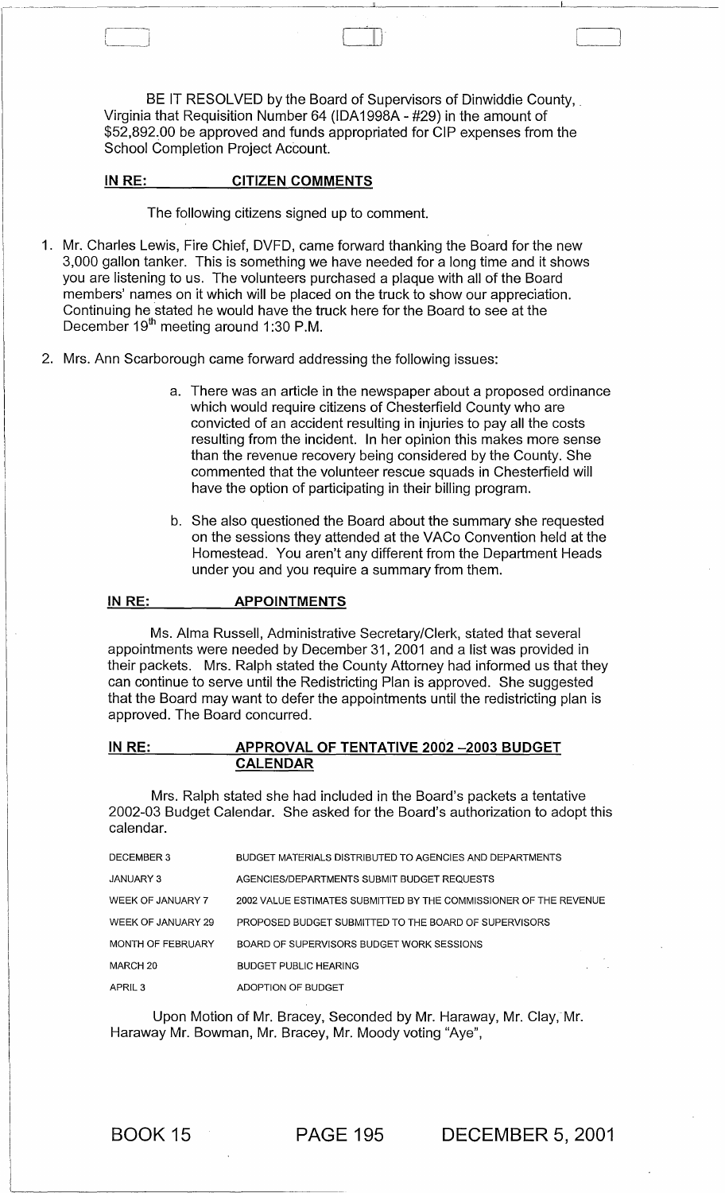BE IT RESOLVED by the Board of Supervisors of Dinwiddie County, Virginia that Requisition Number 64 (IDA1998A - #29) in the amount of $52,892.00 be approved and funds appropriated for CIP expenses from the School Completion Project Account.

**IN RE: CITIZEN COMMENTS**

The following citizens signed up to comment.

1. Mr. Charles Lewis, Fire Chief, DVFD, came forward thanking the Board for the new 3,000 gallon tanker. This is something we have needed for a long time and it shows you are listening to us. The volunteers purchased a plaque with all of the Board members' names on it which will be placed on the truck to show our appreciation. Continuing he stated he would have the truck here for the Board to see at the December 19th meeting around 1:30 P.M.

2. Mrs. Ann Scarborough came forward addressing the following issues:

    a. There was an article in the newspaper about a proposed ordinance which would require citizens of Chesterfield County who are convicted of an accident resulting in injuries to pay all the costs resulting from the incident. In her opinion this makes more sense than the revenue recovery being considered by the County. She commented that the volunteer rescue squads in Chesterfield will have the option of participating in their billing program.

    b. She also questioned the Board about the summary she requested on the sessions they attended at the VACo Convention held at the Homestead. You aren't any different from the Department Heads under you and you require a summary from them.

**IN RE: APPOINTMENTS**

Ms. Alma Russell, Administrative Secretary/Clerk, stated that several appointments were needed by December 31, 2001 and a list was provided in their packets. Mrs. Ralph stated the County Attorney had informed us that they can continue to serve until the Redistricting Plan is approved. She suggested that the Board may want to defer the appointments until the redistricting plan is approved. The Board concurred.

**IN RE: APPROVAL OF TENTATIVE 2002 –2003 BUDGET CALENDAR**

Mrs. Ralph stated she had included in the Board's packets a tentative 2002-03 Budget Calendar. She asked for the Board's authorization to adopt this calendar.

| | |
|---|---|
| DECEMBER 3 | BUDGET MATERIALS DISTRIBUTED TO AGENCIES AND DEPARTMENTS |
| JANUARY 3 | AGENCIES/DEPARTMENTS SUBMIT BUDGET REQUESTS |
| WEEK OF JANUARY 7 | 2002 VALUE ESTIMATES SUBMITTED BY THE COMMISSIONER OF THE REVENUE |
| WEEK OF JANUARY 29 | PROPOSED BUDGET SUBMITTED TO THE BOARD OF SUPERVISORS |
| MONTH OF FEBRUARY | BOARD OF SUPERVISORS BUDGET WORK SESSIONS |
| MARCH 20 | BUDGET PUBLIC HEARING |
| APRIL 3 | ADOPTION OF BUDGET |

Upon Motion of Mr. Bracey, Seconded by Mr. Haraway, Mr. Clay, Mr. Haraway Mr. Bowman, Mr. Bracey, Mr. Moody voting "Aye",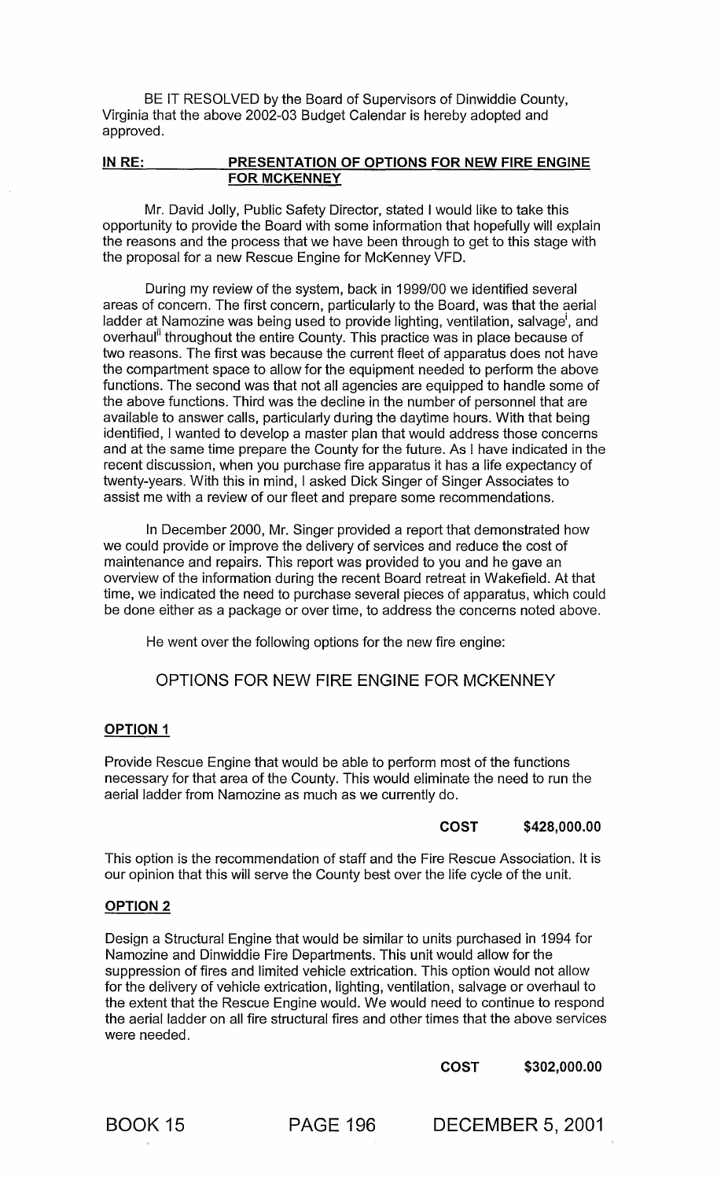BE IT RESOLVED by the Board of Supervisors of Dinwiddie County, Virginia that the above 2002-03 Budget Calendar is hereby adopted and approved.

**IN RE: PRESENTATION OF OPTIONS FOR NEW FIRE ENGINE FOR MCKENNEY**

Mr. David Jolly, Public Safety Director, stated I would like to take this opportunity to provide the Board with some information that hopefully will explain the reasons and the process that we have been through to get to this stage with the proposal for a new Rescue Engine for McKenney VFD.

During my review of the system, back in 1999/00 we identified several areas of concern. The first concern, particularly to the Board, was that the aerial ladder at Namozine was being used to provide lighting, ventilation, salvage[i], and overhaul[ii] throughout the entire County. This practice was in place because of two reasons. The first was because the current fleet of apparatus does not have the compartment space to allow for the equipment needed to perform the above functions. The second was that not all agencies are equipped to handle some of the above functions. Third was the decline in the number of personnel that are available to answer calls, particularly during the daytime hours. With that being identified, I wanted to develop a master plan that would address those concerns and at the same time prepare the County for the future. As I have indicated in the recent discussion, when you purchase fire apparatus it has a life expectancy of twenty-years. With this in mind, I asked Dick Singer of Singer Associates to assist me with a review of our fleet and prepare some recommendations.

In December 2000, Mr. Singer provided a report that demonstrated how we could provide or improve the delivery of services and reduce the cost of maintenance and repairs. This report was provided to you and he gave an overview of the information during the recent Board retreat in Wakefield. At that time, we indicated the need to purchase several pieces of apparatus, which could be done either as a package or over time, to address the concerns noted above.

He went over the following options for the new fire engine:

## OPTIONS FOR NEW FIRE ENGINE FOR MCKENNEY

### OPTION 1

Provide Rescue Engine that would be able to perform most of the functions necessary for that area of the County. This would eliminate the need to run the aerial ladder from Namozine as much as we currently do.

**COST $428,000.00**

This option is the recommendation of staff and the Fire Rescue Association. It is our opinion that this will serve the County best over the life cycle of the unit.

### OPTION 2

Design a Structural Engine that would be similar to units purchased in 1994 for Namozine and Dinwiddie Fire Departments. This unit would allow for the suppression of fires and limited vehicle extrication. This option would not allow for the delivery of vehicle extrication, lighting, ventilation, salvage or overhaul to the extent that the Rescue Engine would. We would need to continue to respond the aerial ladder on all fire structural fires and other times that the above services were needed.

**COST $302,000.00**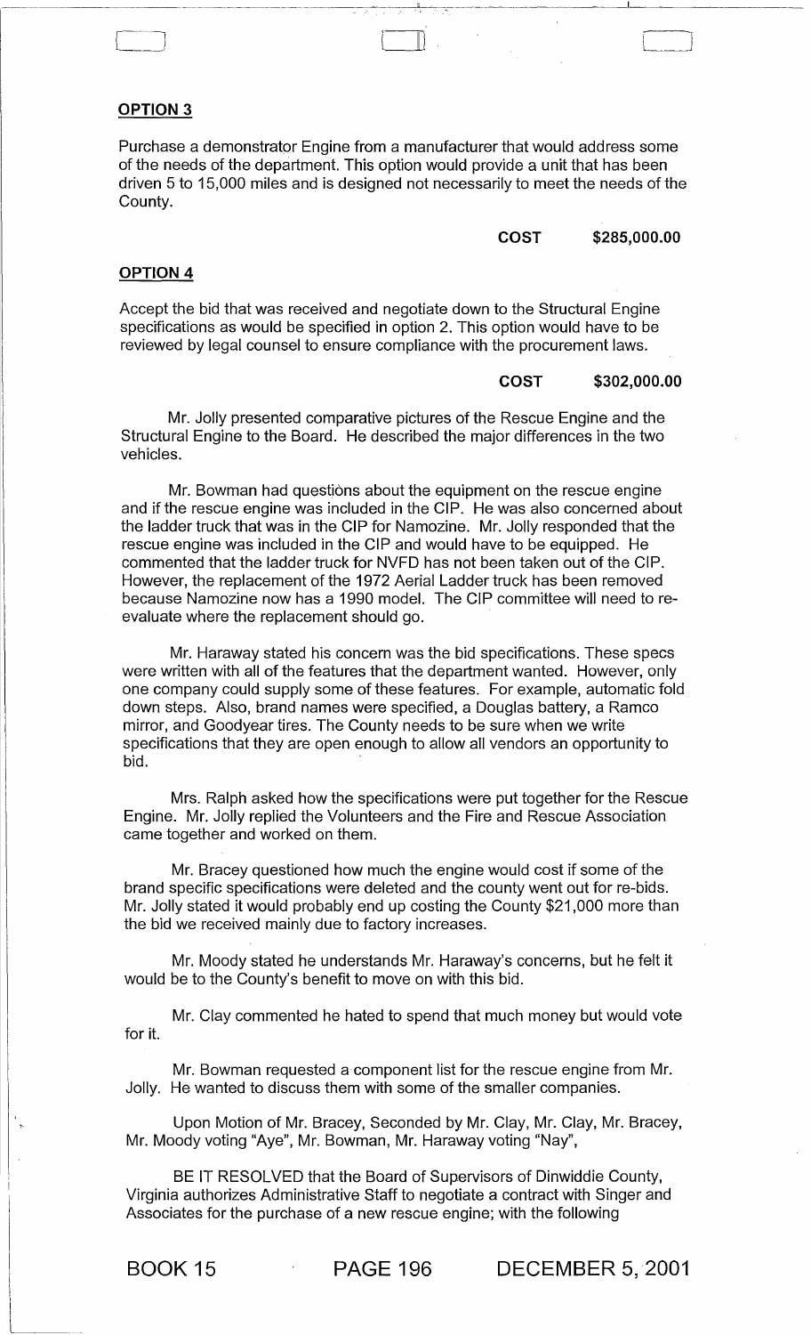## OPTION 3

Purchase a demonstrator Engine from a manufacturer that would address some of the needs of the department. This option would provide a unit that has been driven 5 to 15,000 miles and is designed not necessarily to meet the needs of the County.

**COST $285,000.00**

## OPTION 4

Accept the bid that was received and negotiate down to the Structural Engine specifications as would be specified in option 2. This option would have to be reviewed by legal counsel to ensure compliance with the procurement laws.

**COST $302,000.00**

Mr. Jolly presented comparative pictures of the Rescue Engine and the Structural Engine to the Board. He described the major differences in the two vehicles.

Mr. Bowman had questions about the equipment on the rescue engine and if the rescue engine was included in the CIP. He was also concerned about the ladder truck that was in the CIP for Namozine. Mr. Jolly responded that the rescue engine was included in the CIP and would have to be equipped. He commented that the ladder truck for NVFD has not been taken out of the CIP. However, the replacement of the 1972 Aerial Ladder truck has been removed because Namozine now has a 1990 model. The CIP committee will need to re-evaluate where the replacement should go.

Mr. Haraway stated his concern was the bid specifications. These specs were written with all of the features that the department wanted. However, only one company could supply some of these features. For example, automatic fold down steps. Also, brand names were specified, a Douglas battery, a Ramco mirror, and Goodyear tires. The County needs to be sure when we write specifications that they are open enough to allow all vendors an opportunity to bid.

Mrs. Ralph asked how the specifications were put together for the Rescue Engine. Mr. Jolly replied the Volunteers and the Fire and Rescue Association came together and worked on them.

Mr. Bracey questioned how much the engine would cost if some of the brand specific specifications were deleted and the county went out for re-bids. Mr. Jolly stated it would probably end up costing the County $21,000 more than the bid we received mainly due to factory increases.

Mr. Moody stated he understands Mr. Haraway's concerns, but he felt it would be to the County's benefit to move on with this bid.

Mr. Clay commented he hated to spend that much money but would vote for it.

Mr. Bowman requested a component list for the rescue engine from Mr. Jolly. He wanted to discuss them with some of the smaller companies.

Upon Motion of Mr. Bracey, Seconded by Mr. Clay, Mr. Clay, Mr. Bracey, Mr. Moody voting "Aye", Mr. Bowman, Mr. Haraway voting "Nay",

BE IT RESOLVED that the Board of Supervisors of Dinwiddie County, Virginia authorizes Administrative Staff to negotiate a contract with Singer and Associates for the purchase of a new rescue engine; with the following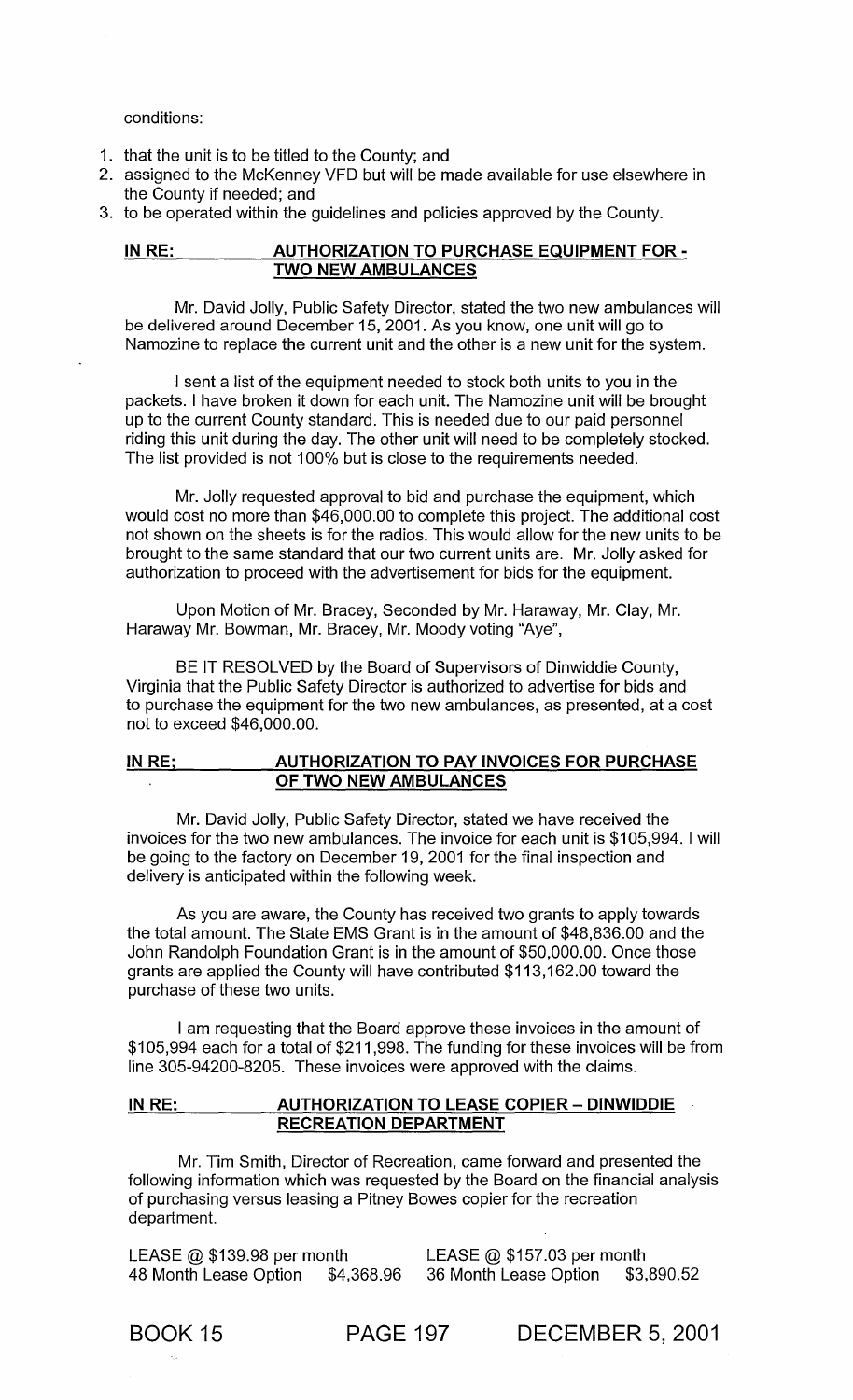conditions:

1. that the unit is to be titled to the County; and
2. assigned to the McKenney VFD but will be made available for use elsewhere in the County if needed; and
3. to be operated within the guidelines and policies approved by the County.

## IN RE: AUTHORIZATION TO PURCHASE EQUIPMENT FOR - TWO NEW AMBULANCES

Mr. David Jolly, Public Safety Director, stated the two new ambulances will be delivered around December 15, 2001. As you know, one unit will go to Namozine to replace the current unit and the other is a new unit for the system.

I sent a list of the equipment needed to stock both units to you in the packets. I have broken it down for each unit. The Namozine unit will be brought up to the current County standard. This is needed due to our paid personnel riding this unit during the day. The other unit will need to be completely stocked. The list provided is not 100% but is close to the requirements needed.

Mr. Jolly requested approval to bid and purchase the equipment, which would cost no more than $46,000.00 to complete this project. The additional cost not shown on the sheets is for the radios. This would allow for the new units to be brought to the same standard that our two current units are. Mr. Jolly asked for authorization to proceed with the advertisement for bids for the equipment.

Upon Motion of Mr. Bracey, Seconded by Mr. Haraway, Mr. Clay, Mr. Haraway Mr. Bowman, Mr. Bracey, Mr. Moody voting "Aye",

BE IT RESOLVED by the Board of Supervisors of Dinwiddie County, Virginia that the Public Safety Director is authorized to advertise for bids and to purchase the equipment for the two new ambulances, as presented, at a cost not to exceed $46,000.00.

## IN RE: AUTHORIZATION TO PAY INVOICES FOR PURCHASE OF TWO NEW AMBULANCES

Mr. David Jolly, Public Safety Director, stated we have received the invoices for the two new ambulances. The invoice for each unit is $105,994. I will be going to the factory on December 19, 2001 for the final inspection and delivery is anticipated within the following week.

As you are aware, the County has received two grants to apply towards the total amount. The State EMS Grant is in the amount of $48,836.00 and the John Randolph Foundation Grant is in the amount of $50,000.00. Once those grants are applied the County will have contributed $113,162.00 toward the purchase of these two units.

I am requesting that the Board approve these invoices in the amount of $105,994 each for a total of $211,998. The funding for these invoices will be from line 305-94200-8205. These invoices were approved with the claims.

## IN RE: AUTHORIZATION TO LEASE COPIER – DINWIDDIE RECREATION DEPARTMENT

Mr. Tim Smith, Director of Recreation, came forward and presented the following information which was requested by the Board on the financial analysis of purchasing versus leasing a Pitney Bowes copier for the recreation department.

| LEASE @ $139.98 per month | | LEASE @ $157.03 per month | |
|---|---|---|---|
| 48 Month Lease Option | $4,368.96 | 36 Month Lease Option | $3,890.52 |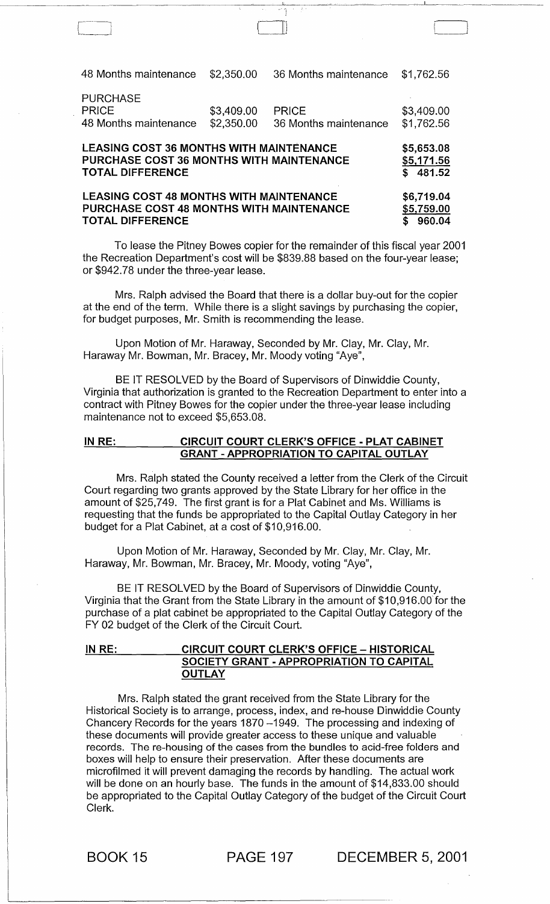| | | | |
|---|---|---|---|
| 48 Months maintenance | $2,350.00 | 36 Months maintenance | $1,762.56 |
| PURCHASE PRICE | $3,409.00 | PRICE | $3,409.00 |
| 48 Months maintenance | $2,350.00 | 36 Months maintenance | $1,762.56 |

| | |
|---|---|
| **LEASING COST 36 MONTHS WITH MAINTENANCE** | $5,653.08 |
| **PURCHASE COST 36 MONTHS WITH MAINTENANCE** | $5,171.56 |
| **TOTAL DIFFERENCE** | $ 481.52 |
| **LEASING COST 48 MONTHS WITH MAINTENANCE** | $6,719.04 |
| **PURCHASE COST 48 MONTHS WITH MAINTENANCE** | $5,759.00 |
| **TOTAL DIFFERENCE** | $ 960.04 |

To lease the Pitney Bowes copier for the remainder of this fiscal year 2001 the Recreation Department's cost will be $839.88 based on the four-year lease; or $942.78 under the three-year lease.

Mrs. Ralph advised the Board that there is a dollar buy-out for the copier at the end of the term. While there is a slight savings by purchasing the copier, for budget purposes, Mr. Smith is recommending the lease.

Upon Motion of Mr. Haraway, Seconded by Mr. Clay, Mr. Clay, Mr. Haraway Mr. Bowman, Mr. Bracey, Mr. Moody voting "Aye",

BE IT RESOLVED by the Board of Supervisors of Dinwiddie County, Virginia that authorization is granted to the Recreation Department to enter into a contract with Pitney Bowes for the copier under the three-year lease including maintenance not to exceed $5,653.08.

**IN RE: CIRCUIT COURT CLERK'S OFFICE - PLAT CABINET GRANT - APPROPRIATION TO CAPITAL OUTLAY**

Mrs. Ralph stated the County received a letter from the Clerk of the Circuit Court regarding two grants approved by the State Library for her office in the amount of $25,749. The first grant is for a Plat Cabinet and Ms. Williams is requesting that the funds be appropriated to the Capital Outlay Category in her budget for a Plat Cabinet, at a cost of $10,916.00.

Upon Motion of Mr. Haraway, Seconded by Mr. Clay, Mr. Clay, Mr. Haraway, Mr. Bowman, Mr. Bracey, Mr. Moody, voting "Aye",

BE IT RESOLVED by the Board of Supervisors of Dinwiddie County, Virginia that the Grant from the State Library in the amount of $10,916.00 for the purchase of a plat cabinet be appropriated to the Capital Outlay Category of the FY 02 budget of the Clerk of the Circuit Court.

**IN RE: CIRCUIT COURT CLERK'S OFFICE – HISTORICAL SOCIETY GRANT - APPROPRIATION TO CAPITAL OUTLAY**

Mrs. Ralph stated the grant received from the State Library for the Historical Society is to arrange, process, index, and re-house Dinwiddie County Chancery Records for the years 1870 –1949. The processing and indexing of these documents will provide greater access to these unique and valuable records. The re-housing of the cases from the bundles to acid-free folders and boxes will help to ensure their preservation. After these documents are microfilmed it will prevent damaging the records by handling. The actual work will be done on an hourly base. The funds in the amount of $14,833.00 should be appropriated to the Capital Outlay Category of the budget of the Circuit Court Clerk.

BOOK 15 PAGE 197 DECEMBER 5, 2001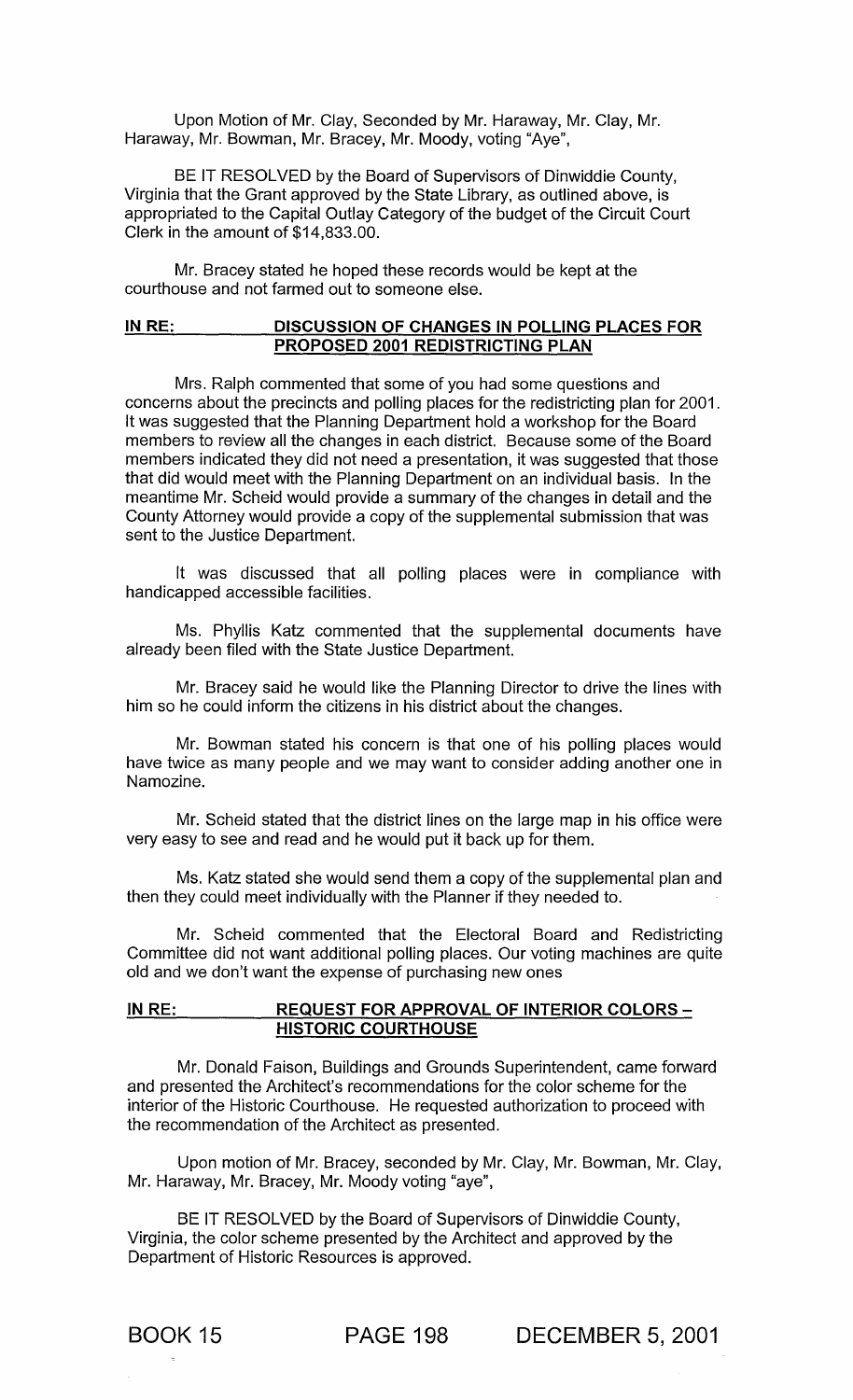Upon Motion of Mr. Clay, Seconded by Mr. Haraway, Mr. Clay, Mr. Haraway, Mr. Bowman, Mr. Bracey, Mr. Moody, voting "Aye",

BE IT RESOLVED by the Board of Supervisors of Dinwiddie County, Virginia that the Grant approved by the State Library, as outlined above, is appropriated to the Capital Outlay Category of the budget of the Circuit Court Clerk in the amount of $14,833.00.

Mr. Bracey stated he hoped these records would be kept at the courthouse and not farmed out to someone else.

**IN RE: DISCUSSION OF CHANGES IN POLLING PLACES FOR PROPOSED 2001 REDISTRICTING PLAN**

Mrs. Ralph commented that some of you had some questions and concerns about the precincts and polling places for the redistricting plan for 2001. It was suggested that the Planning Department hold a workshop for the Board members to review all the changes in each district. Because some of the Board members indicated they did not need a presentation, it was suggested that those that did would meet with the Planning Department on an individual basis. In the meantime Mr. Scheid would provide a summary of the changes in detail and the County Attorney would provide a copy of the supplemental submission that was sent to the Justice Department.

It was discussed that all polling places were in compliance with handicapped accessible facilities.

Ms. Phyllis Katz commented that the supplemental documents have already been filed with the State Justice Department.

Mr. Bracey said he would like the Planning Director to drive the lines with him so he could inform the citizens in his district about the changes.

Mr. Bowman stated his concern is that one of his polling places would have twice as many people and we may want to consider adding another one in Namozine.

Mr. Scheid stated that the district lines on the large map in his office were very easy to see and read and he would put it back up for them.

Ms. Katz stated she would send them a copy of the supplemental plan and then they could meet individually with the Planner if they needed to.

Mr. Scheid commented that the Electoral Board and Redistricting Committee did not want additional polling places. Our voting machines are quite old and we don't want the expense of purchasing new ones

**IN RE: REQUEST FOR APPROVAL OF INTERIOR COLORS – HISTORIC COURTHOUSE**

Mr. Donald Faison, Buildings and Grounds Superintendent, came forward and presented the Architect's recommendations for the color scheme for the interior of the Historic Courthouse. He requested authorization to proceed with the recommendation of the Architect as presented.

Upon motion of Mr. Bracey, seconded by Mr. Clay, Mr. Bowman, Mr. Clay, Mr. Haraway, Mr. Bracey, Mr. Moody voting "aye",

BE IT RESOLVED by the Board of Supervisors of Dinwiddie County, Virginia, the color scheme presented by the Architect and approved by the Department of Historic Resources is approved.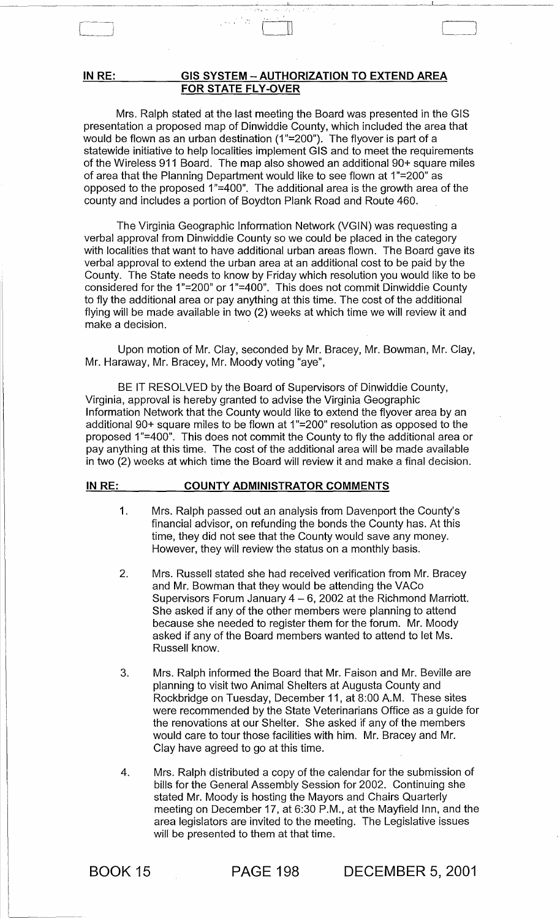**IN RE: GIS SYSTEM – AUTHORIZATION TO EXTEND AREA FOR STATE FLY-OVER**

Mrs. Ralph stated at the last meeting the Board was presented in the GIS presentation a proposed map of Dinwiddie County, which included the area that would be flown as an urban destination (1"=200"). The flyover is part of a statewide initiative to help localities implement GIS and to meet the requirements of the Wireless 911 Board. The map also showed an additional 90+ square miles of area that the Planning Department would like to see flown at 1"=200" as opposed to the proposed 1"=400". The additional area is the growth area of the county and includes a portion of Boydton Plank Road and Route 460.

The Virginia Geographic Information Network (VGIN) was requesting a verbal approval from Dinwiddie County so we could be placed in the category with localities that want to have additional urban areas flown. The Board gave its verbal approval to extend the urban area at an additional cost to be paid by the County. The State needs to know by Friday which resolution you would like to be considered for the 1"=200" or 1"=400". This does not commit Dinwiddie County to fly the additional area or pay anything at this time. The cost of the additional flying will be made available in two (2) weeks at which time we will review it and make a decision.

Upon motion of Mr. Clay, seconded by Mr. Bracey, Mr. Bowman, Mr. Clay, Mr. Haraway, Mr. Bracey, Mr. Moody voting "aye",

BE IT RESOLVED by the Board of Supervisors of Dinwiddie County, Virginia, approval is hereby granted to advise the Virginia Geographic Information Network that the County would like to extend the flyover area by an additional 90+ square miles to be flown at 1"=200" resolution as opposed to the proposed 1"=400". This does not commit the County to fly the additional area or pay anything at this time. The cost of the additional area will be made available in two (2) weeks at which time the Board will review it and make a final decision.

**IN RE: COUNTY ADMINISTRATOR COMMENTS**

1. Mrs. Ralph passed out an analysis from Davenport the County's financial advisor, on refunding the bonds the County has. At this time, they did not see that the County would save any money. However, they will review the status on a monthly basis.

2. Mrs. Russell stated she had received verification from Mr. Bracey and Mr. Bowman that they would be attending the VACo Supervisors Forum January 4 – 6, 2002 at the Richmond Marriott. She asked if any of the other members were planning to attend because she needed to register them for the forum. Mr. Moody asked if any of the Board members wanted to attend to let Ms. Russell know.

3. Mrs. Ralph informed the Board that Mr. Faison and Mr. Beville are planning to visit two Animal Shelters at Augusta County and Rockbridge on Tuesday, December 11, at 8:00 A.M. These sites were recommended by the State Veterinarians Office as a guide for the renovations at our Shelter. She asked if any of the members would care to tour those facilities with him. Mr. Bracey and Mr. Clay have agreed to go at this time.

4. Mrs. Ralph distributed a copy of the calendar for the submission of bills for the General Assembly Session for 2002. Continuing she stated Mr. Moody is hosting the Mayors and Chairs Quarterly meeting on December 17, at 6:30 P.M., at the Mayfield Inn, and the area legislators are invited to the meeting. The Legislative issues will be presented to them at that time.

BOOK 15 PAGE 198 DECEMBER 5, 2001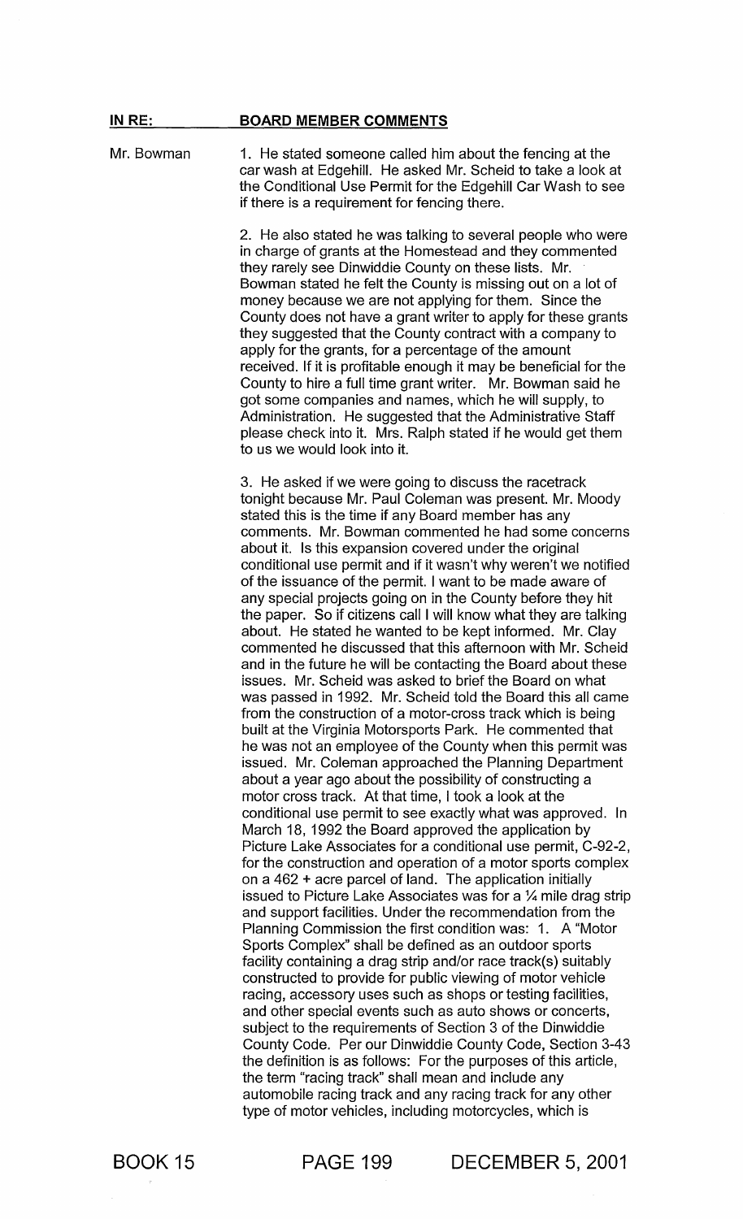**IN RE: BOARD MEMBER COMMENTS**

Mr. Bowman

1. He stated someone called him about the fencing at the car wash at Edgehill. He asked Mr. Scheid to take a look at the Conditional Use Permit for the Edgehill Car Wash to see if there is a requirement for fencing there.

2. He also stated he was talking to several people who were in charge of grants at the Homestead and they commented they rarely see Dinwiddie County on these lists. Mr. Bowman stated he felt the County is missing out on a lot of money because we are not applying for them. Since the County does not have a grant writer to apply for these grants they suggested that the County contract with a company to apply for the grants, for a percentage of the amount received. If it is profitable enough it may be beneficial for the County to hire a full time grant writer. Mr. Bowman said he got some companies and names, which he will supply, to Administration. He suggested that the Administrative Staff please check into it. Mrs. Ralph stated if he would get them to us we would look into it.

3. He asked if we were going to discuss the racetrack tonight because Mr. Paul Coleman was present. Mr. Moody stated this is the time if any Board member has any comments. Mr. Bowman commented he had some concerns about it. Is this expansion covered under the original conditional use permit and if it wasn't why weren't we notified of the issuance of the permit. I want to be made aware of any special projects going on in the County before they hit the paper. So if citizens call I will know what they are talking about. He stated he wanted to be kept informed. Mr. Clay commented he discussed that this afternoon with Mr. Scheid and in the future he will be contacting the Board about these issues. Mr. Scheid was asked to brief the Board on what was passed in 1992. Mr. Scheid told the Board this all came from the construction of a motor-cross track which is being built at the Virginia Motorsports Park. He commented that he was not an employee of the County when this permit was issued. Mr. Coleman approached the Planning Department about a year ago about the possibility of constructing a motor cross track. At that time, I took a look at the conditional use permit to see exactly what was approved. In March 18, 1992 the Board approved the application by Picture Lake Associates for a conditional use permit, C-92-2, for the construction and operation of a motor sports complex on a 462 + acre parcel of land. The application initially issued to Picture Lake Associates was for a ¼ mile drag strip and support facilities. Under the recommendation from the Planning Commission the first condition was: 1. A "Motor Sports Complex" shall be defined as an outdoor sports facility containing a drag strip and/or race track(s) suitably constructed to provide for public viewing of motor vehicle racing, accessory uses such as shops or testing facilities, and other special events such as auto shows or concerts, subject to the requirements of Section 3 of the Dinwiddie County Code. Per our Dinwiddie County Code, Section 3-43 the definition is as follows: For the purposes of this article, the term "racing track" shall mean and include any automobile racing track and any racing track for any other type of motor vehicles, including motorcycles, which is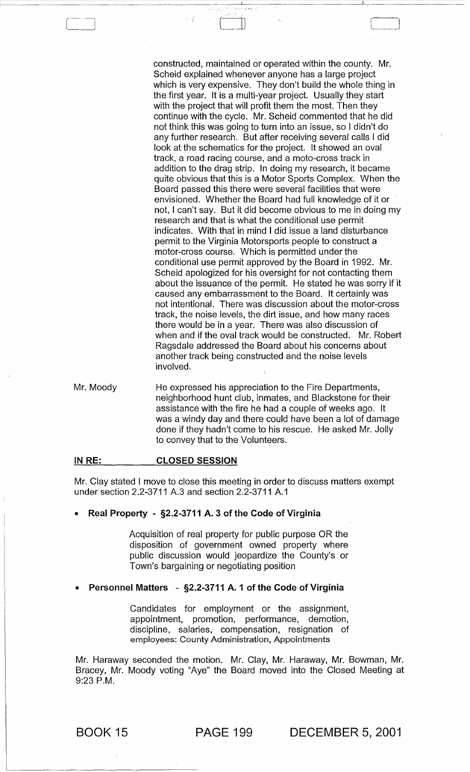constructed, maintained or operated within the county. Mr. Scheid explained whenever anyone has a large project which is very expensive. They don't build the whole thing in the first year. It is a multi-year project. Usually they start with the project that will profit them the most. Then they continue with the cycle. Mr. Scheid commented that he did not think this was going to turn into an issue, so I didn't do any further research. But after receiving several calls I did look at the schematics for the project. It showed an oval track, a road racing course, and a moto-cross track in addition to the drag strip. In doing my research, it became quite obvious that this is a Motor Sports Complex. When the Board passed this there were several facilities that were envisioned. Whether the Board had full knowledge of it or not, I can't say. But it did become obvious to me in doing my research and that is what the conditional use permit indicates. With that in mind I did issue a land disturbance permit to the Virginia Motorsports people to construct a motor-cross course. Which is permitted under the conditional use permit approved by the Board in 1992. Mr. Scheid apologized for his oversight for not contacting them about the issuance of the permit. He stated he was sorry if it caused any embarrassment to the Board. It certainly was not intentional. There was discussion about the motor-cross track, the noise levels, the dirt issue, and how many races there would be in a year. There was also discussion of when and if the oval track would be constructed. Mr. Robert Ragsdale addressed the Board about his concerns about another track being constructed and the noise levels involved.

Mr. Moody — He expressed his appreciation to the Fire Departments, neighborhood hunt club, inmates, and Blackstone for their assistance with the fire he had a couple of weeks ago. It was a windy day and there could have been a lot of damage done if they hadn't come to his rescue. He asked Mr. Jolly to convey that to the Volunteers.

**IN RE: CLOSED SESSION**

Mr. Clay stated I move to close this meeting in order to discuss matters exempt under section 2.2-3711 A.3 and section 2.2-3711 A.1

- **Real Property - §2.2-3711 A. 3 of the Code of Virginia**

  Acquisition of real property for public purpose OR the disposition of government owned property where public discussion would jeopardize the County's or Town's bargaining or negotiating position

- **Personnel Matters - §2.2-3711 A. 1 of the Code of Virginia**

  Candidates for employment or the assignment, appointment, promotion, performance, demotion, discipline, salaries, compensation, resignation of employees: County Administration, Appointments

Mr. Haraway seconded the motion. Mr. Clay, Mr. Haraway, Mr. Bowman, Mr. Bracey, Mr. Moody voting "Aye" the Board moved into the Closed Meeting at 9:23 P.M.

BOOK 15 PAGE 199 DECEMBER 5, 2001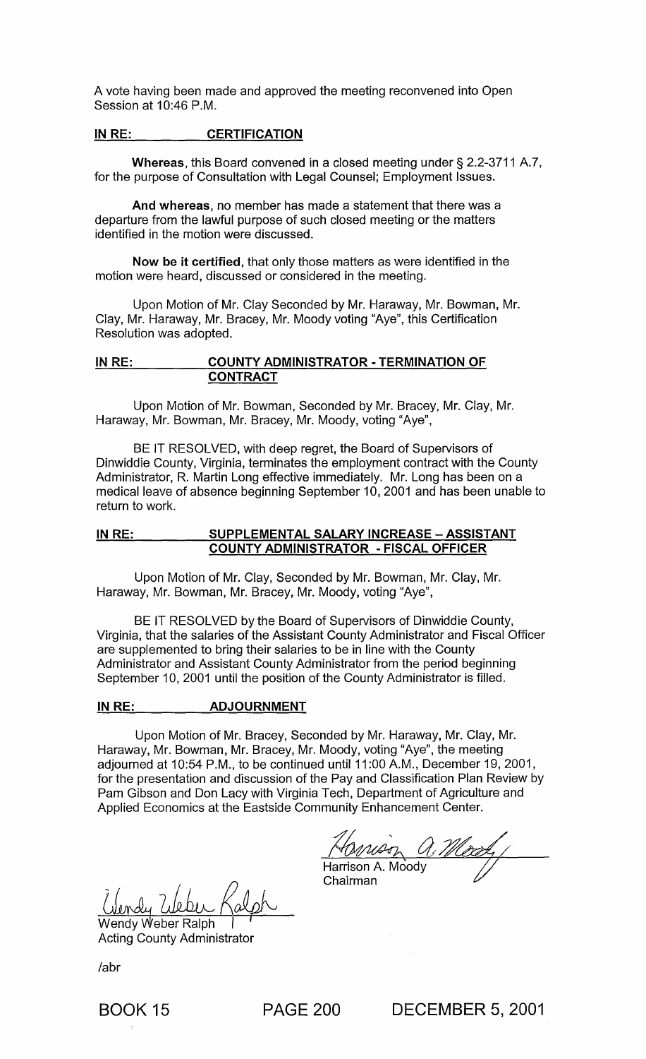A vote having been made and approved the meeting reconvened into Open Session at 10:46 P.M.

**IN RE: CERTIFICATION**

**Whereas**, this Board convened in a closed meeting under § 2.2-3711 A.7, for the purpose of Consultation with Legal Counsel; Employment Issues.

**And whereas**, no member has made a statement that there was a departure from the lawful purpose of such closed meeting or the matters identified in the motion were discussed.

**Now be it certified**, that only those matters as were identified in the motion were heard, discussed or considered in the meeting.

Upon Motion of Mr. Clay Seconded by Mr. Haraway, Mr. Bowman, Mr. Clay, Mr. Haraway, Mr. Bracey, Mr. Moody voting "Aye", this Certification Resolution was adopted.

**IN RE: COUNTY ADMINISTRATOR - TERMINATION OF CONTRACT**

Upon Motion of Mr. Bowman, Seconded by Mr. Bracey, Mr. Clay, Mr. Haraway, Mr. Bowman, Mr. Bracey, Mr. Moody, voting "Aye",

BE IT RESOLVED, with deep regret, the Board of Supervisors of Dinwiddie County, Virginia, terminates the employment contract with the County Administrator, R. Martin Long effective immediately. Mr. Long has been on a medical leave of absence beginning September 10, 2001 and has been unable to return to work.

**IN RE: SUPPLEMENTAL SALARY INCREASE – ASSISTANT COUNTY ADMINISTRATOR - FISCAL OFFICER**

Upon Motion of Mr. Clay, Seconded by Mr. Bowman, Mr. Clay, Mr. Haraway, Mr. Bowman, Mr. Bracey, Mr. Moody, voting "Aye",

BE IT RESOLVED by the Board of Supervisors of Dinwiddie County, Virginia, that the salaries of the Assistant County Administrator and Fiscal Officer are supplemented to bring their salaries to be in line with the County Administrator and Assistant County Administrator from the period beginning September 10, 2001 until the position of the County Administrator is filled.

**IN RE: ADJOURNMENT**

Upon Motion of Mr. Bracey, Seconded by Mr. Haraway, Mr. Clay, Mr. Haraway, Mr. Bowman, Mr. Bracey, Mr. Moody, voting "Aye", the meeting adjourned at 10:54 P.M., to be continued until 11:00 A.M., December 19, 2001, for the presentation and discussion of the Pay and Classification Plan Review by Pam Gibson and Don Lacy with Virginia Tech, Department of Agriculture and Applied Economics at the Eastside Community Enhancement Center.

Harrison A. Moody
Chairman

Wendy Weber Ralph
Acting County Administrator

/abr

BOOK 15 PAGE 200 DECEMBER 5, 2001